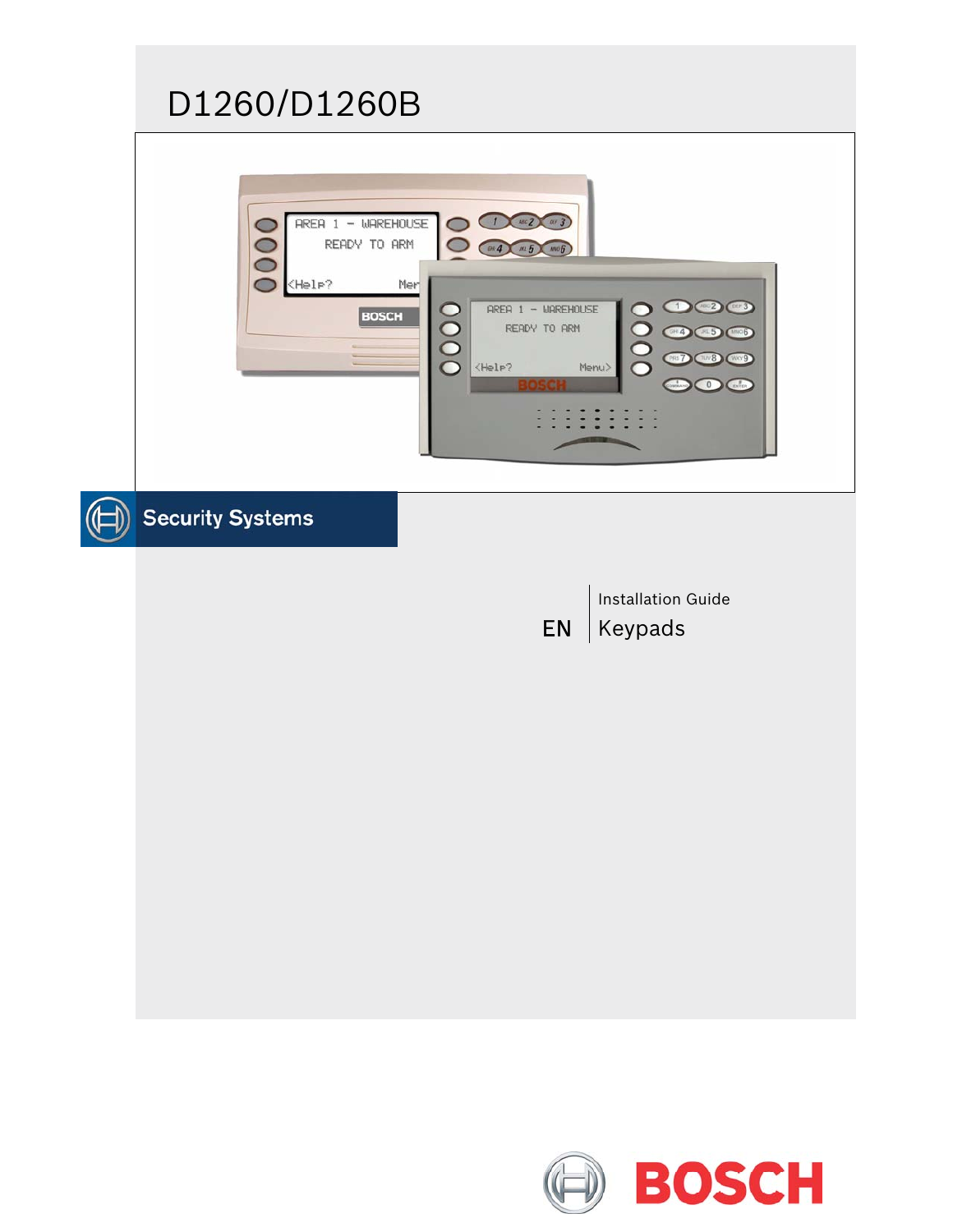# D1260/D1260B

Security Systems

EN

Installation Guide

Keypads

BOSCH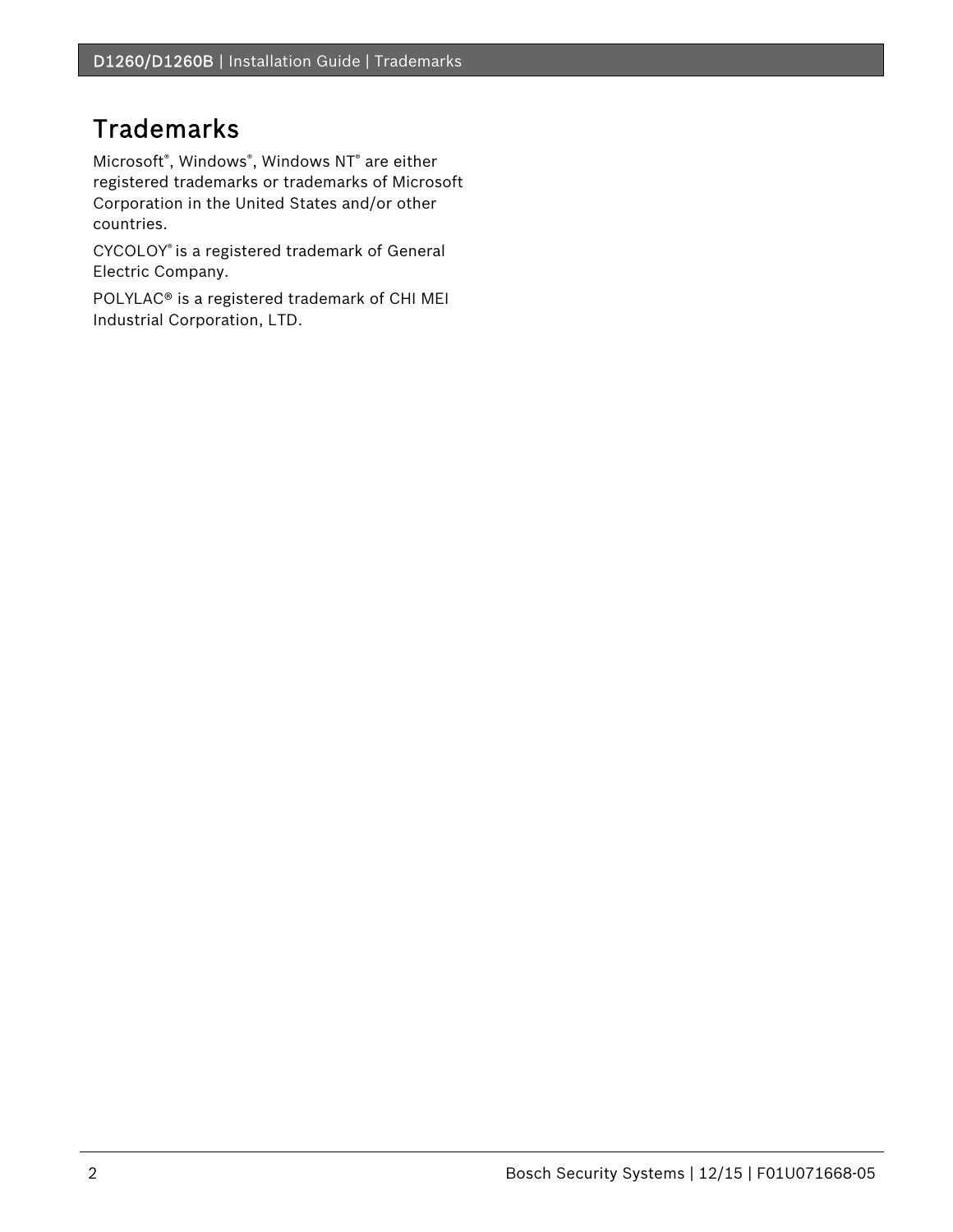# Trademarks

Microsoft®, Windows®, Windows NT® are either registered trademarks or trademarks of Microsoft Corporation in the United States and/or other countries.

CYCOLOY® is a registered trademark of General Electric Company.

POLYLAC® is a registered trademark of CHI MEI Industrial Corporation, LTD.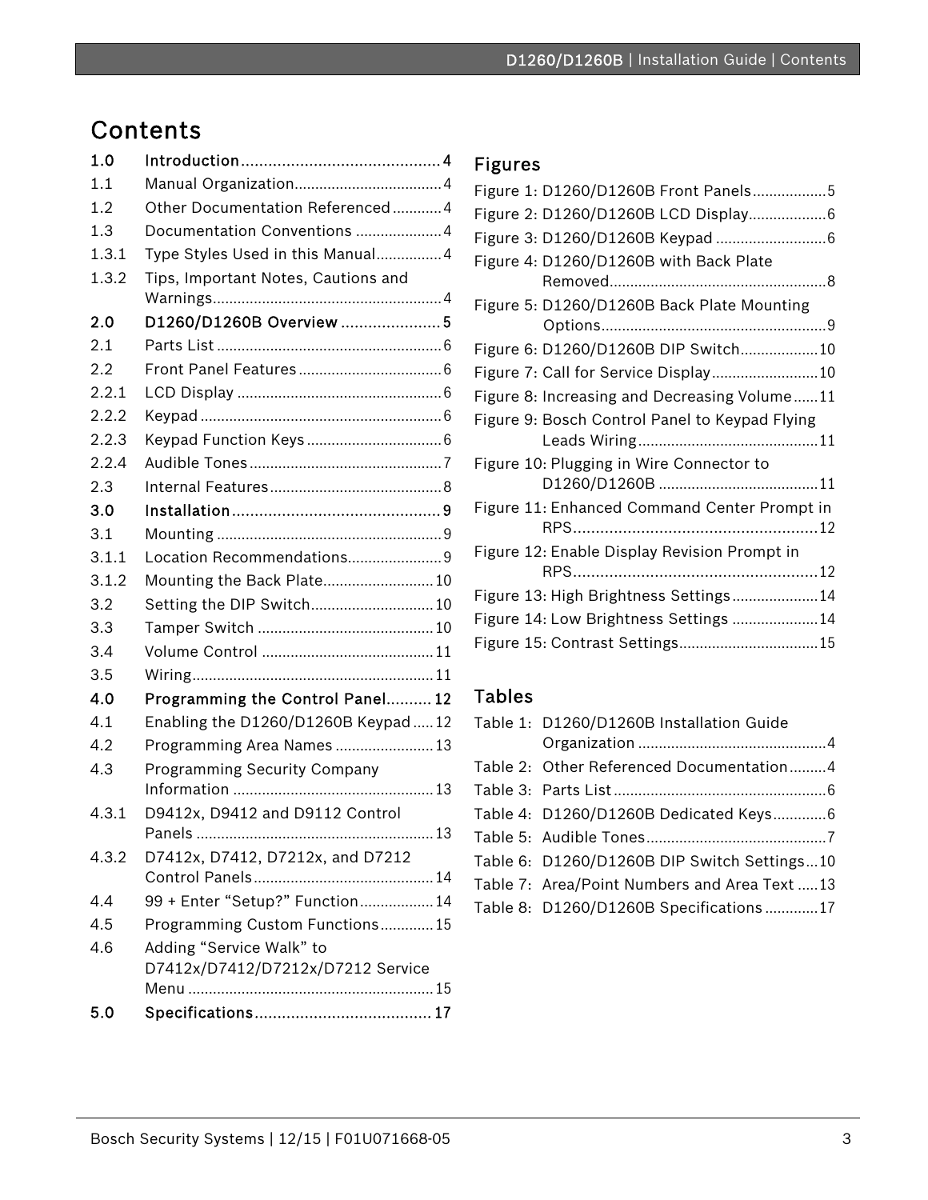# Contents

**1.0 Introduction ........................................ 4**
1.1 Manual Organization ........................................ 4
1.2 Other Documentation Referenced ........................................ 4
1.3 Documentation Conventions ........................................ 4
1.3.1 Type Styles Used in this Manual ........................................ 4
1.3.2 Tips, Important Notes, Cautions and Warnings ........................................ 4
**2.0 D1260/D1260B Overview ........................................ 5**
2.1 Parts List ........................................ 6
2.2 Front Panel Features ........................................ 6
2.2.1 LCD Display ........................................ 6
2.2.2 Keypad ........................................ 6
2.2.3 Keypad Function Keys ........................................ 6
2.2.4 Audible Tones ........................................ 7
2.3 Internal Features ........................................ 8
**3.0 Installation ........................................ 9**
3.1 Mounting ........................................ 9
3.1.1 Location Recommendations ........................................ 9
3.1.2 Mounting the Back Plate ........................................ 10
3.2 Setting the DIP Switch ........................................ 10
3.3 Tamper Switch ........................................ 10
3.4 Volume Control ........................................ 11
3.5 Wiring ........................................ 11
**4.0 Programming the Control Panel ........................................ 12**
4.1 Enabling the D1260/D1260B Keypad ........................................ 12
4.2 Programming Area Names ........................................ 13
4.3 Programming Security Company Information ........................................ 13
4.3.1 D9412x, D9412 and D9112 Control Panels ........................................ 13
4.3.2 D7412x, D7412, D7212x, and D7212 Control Panels ........................................ 14
4.4 99 + Enter “Setup?” Function ........................................ 14
4.5 Programming Custom Functions ........................................ 15
4.6 Adding “Service Walk” to D7412x/D7412/D7212x/D7212 Service Menu ........................................ 15
**5.0 Specifications ........................................ 17**

## Figures

Figure 1: D1260/D1260B Front Panels ........................................ 5
Figure 2: D1260/D1260B LCD Display ........................................ 6
Figure 3: D1260/D1260B Keypad ........................................ 6
Figure 4: D1260/D1260B with Back Plate Removed ........................................ 8
Figure 5: D1260/D1260B Back Plate Mounting Options ........................................ 9
Figure 6: D1260/D1260B DIP Switch ........................................ 10
Figure 7: Call for Service Display ........................................ 10
Figure 8: Increasing and Decreasing Volume ........................................ 11
Figure 9: Bosch Control Panel to Keypad Flying Leads Wiring ........................................ 11
Figure 10: Plugging in Wire Connector to D1260/D1260B ........................................ 11
Figure 11: Enhanced Command Center Prompt in RPS ........................................ 12
Figure 12: Enable Display Revision Prompt in RPS ........................................ 12
Figure 13: High Brightness Settings ........................................ 14
Figure 14: Low Brightness Settings ........................................ 14
Figure 15: Contrast Settings ........................................ 15

## Tables

Table 1: D1260/D1260B Installation Guide Organization ........................................ 4
Table 2: Other Referenced Documentation ........................................ 4
Table 3: Parts List ........................................ 6
Table 4: D1260/D1260B Dedicated Keys ........................................ 6
Table 5: Audible Tones ........................................ 7
Table 6: D1260/D1260B DIP Switch Settings ........................................ 10
Table 7: Area/Point Numbers and Area Text ........................................ 13
Table 8: D1260/D1260B Specifications ........................................ 17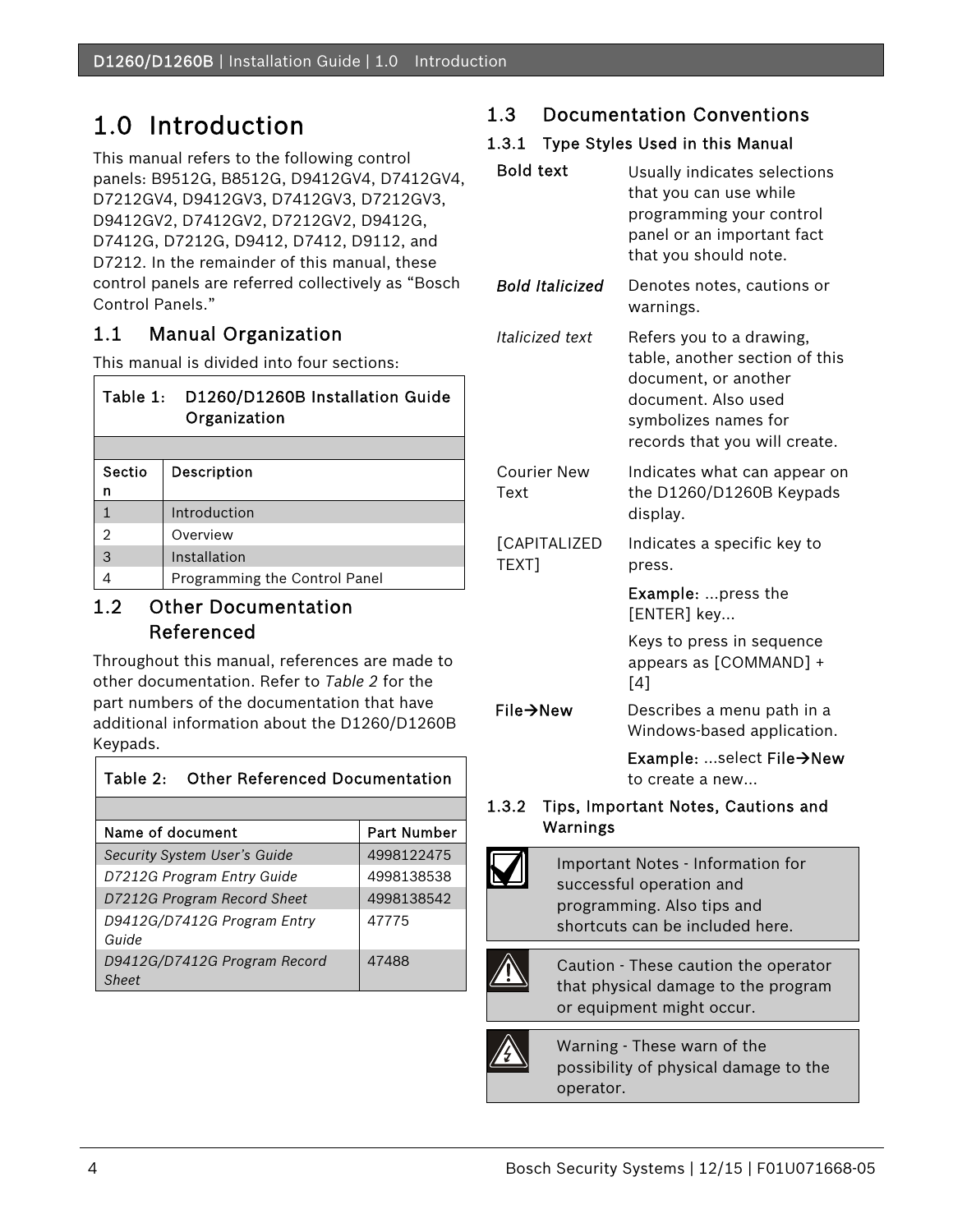# 1.0 Introduction

This manual refers to the following control panels: B9512G, B8512G, D9412GV4, D7412GV4, D7212GV4, D9412GV3, D7412GV3, D7212GV3, D9412GV2, D7412GV2, D7212GV2, D9412G, D7412G, D7212G, D9412, D7412, D9112, and D7212. In the remainder of this manual, these control panels are referred collectively as "Bosch Control Panels."

## 1.1 Manual Organization

This manual is divided into four sections:

**Table 1: D1260/D1260B Installation Guide Organization**

| Section | Description |
|---|---|
| 1 | Introduction |
| 2 | Overview |
| 3 | Installation |
| 4 | Programming the Control Panel |

## 1.2 Other Documentation Referenced

Throughout this manual, references are made to other documentation. Refer to *Table 2* for the part numbers of the documentation that have additional information about the D1260/D1260B Keypads.

**Table 2: Other Referenced Documentation**

| Name of document | Part Number |
|---|---|
| *Security System User's Guide* | 4998122475 |
| *D7212G Program Entry Guide* | 4998138538 |
| *D7212G Program Record Sheet* | 4998138542 |
| *D9412G/D7412G Program Entry Guide* | 47775 |
| *D9412G/D7412G Program Record Sheet* | 47488 |

## 1.3 Documentation Conventions

### 1.3.1 Type Styles Used in this Manual

| | |
|---|---|
| **Bold text** | Usually indicates selections that you can use while programming your control panel or an important fact that you should note. |
| ***Bold Italicized*** | Denotes notes, cautions or warnings. |
| *Italicized text* | Refers you to a drawing, table, another section of this document, or another document. Also used symbolizes names for records that you will create. |
| `Courier New Text` | Indicates what can appear on the D1260/D1260B Keypads display. |
| [CAPITALIZED TEXT] | Indicates a specific key to press. **Example:** ...press the [ENTER] key... Keys to press in sequence appears as [COMMAND] + [4] |
| **File→New** | Describes a menu path in a Windows-based application. **Example:** ...select **File→New** to create a new... |

### 1.3.2 Tips, Important Notes, Cautions and Warnings

| | |
|---|---|
| ☑ | Important Notes - Information for successful operation and programming. Also tips and shortcuts can be included here. |
| ⚠ | Caution - These caution the operator that physical damage to the program or equipment might occur. |
| ⚡ | Warning - These warn of the possibility of physical damage to the operator. |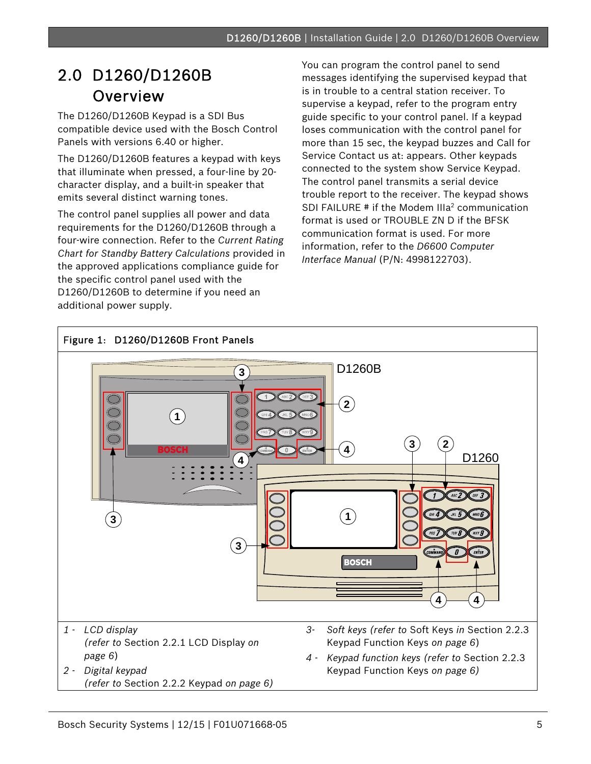# 2.0 D1260/D1260B Overview

The D1260/D1260B Keypad is a SDI Bus compatible device used with the Bosch Control Panels with versions 6.40 or higher.

The D1260/D1260B features a keypad with keys that illuminate when pressed, a four-line by 20-character display, and a built-in speaker that emits several distinct warning tones.

The control panel supplies all power and data requirements for the D1260/D1260B through a four-wire connection. Refer to the *Current Rating Chart for Standby Battery Calculations* provided in the approved applications compliance guide for the specific control panel used with the D1260/D1260B to determine if you need an additional power supply.

You can program the control panel to send messages identifying the supervised keypad that is in trouble to a central station receiver. To supervise a keypad, refer to the program entry guide specific to your control panel. If a keypad loses communication with the control panel for more than 15 sec, the keypad buzzes and Call for Service Contact us at: appears. Other keypads connected to the system show Service Keypad. The control panel transmits a serial device trouble report to the receiver. The keypad shows SDI FAILURE # if the Modem IIIa[2] communication format is used or TROUBLE ZN D if the BFSK communication format is used. For more information, refer to the *D6600 Computer Interface Manual* (P/N: 4998122703).

**Figure 1: D1260/D1260B Front Panels**

1 - *LCD display (refer to* Section 2.2.1 LCD Display *on page 6)*

2 - *Digital keypad (refer to* Section 2.2.2 Keypad *on page 6)*

3- *Soft keys (refer to* Soft Keys *in* Section 2.2.3 Keypad Function Keys *on page 6)*

4 - *Keypad function keys (refer to* Section 2.2.3 Keypad Function Keys *on page 6)*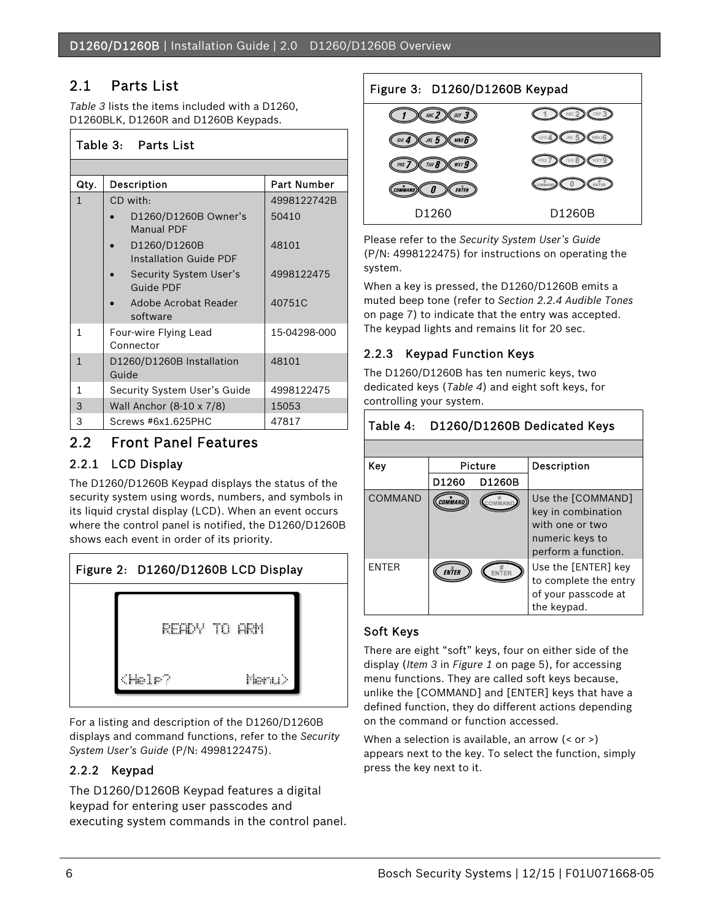## 2.1 Parts List

*Table 3* lists the items included with a D1260, D1260BLK, D1260R and D1260B Keypads.

**Table 3: Parts List**

| Qty. | Description | Part Number |
|---|---|---|
| 1 | CD with: | 4998122742B |
| | • D1260/D1260B Owner's Manual PDF | 50410 |
| | • D1260/D1260B Installation Guide PDF | 48101 |
| | • Security System User's Guide PDF | 4998122475 |
| | • Adobe Acrobat Reader software | 40751C |
| 1 | Four-wire Flying Lead Connector | 15-04298-000 |
| 1 | D1260/D1260B Installation Guide | 48101 |
| 1 | Security System User's Guide | 4998122475 |
| 3 | Wall Anchor (8-10 x 7/8) | 15053 |
| 3 | Screws #6x1.625PHC | 47817 |

## 2.2 Front Panel Features

### 2.2.1 LCD Display

The D1260/D1260B Keypad displays the status of the security system using words, numbers, and symbols in its liquid crystal display (LCD). When an event occurs where the control panel is notified, the D1260/D1260B shows each event in order of its priority.

**Figure 2: D1260/D1260B LCD Display**

READY TO ARM

<Help? Menu>

For a listing and description of the D1260/D1260B displays and command functions, refer to the *Security System User's Guide* (P/N: 4998122475).

### 2.2.2 Keypad

The D1260/D1260B Keypad features a digital keypad for entering user passcodes and executing system commands in the control panel.

**Figure 3: D1260/D1260B Keypad**

D1260 D1260B

Please refer to the *Security System User's Guide* (P/N: 4998122475) for instructions on operating the system.

When a key is pressed, the D1260/D1260B emits a muted beep tone (refer to *Section 2.2.4 Audible Tones* on page 7) to indicate that the entry was accepted. The keypad lights and remains lit for 20 sec.

### 2.2.3 Keypad Function Keys

The D1260/D1260B has ten numeric keys, two dedicated keys (*Table 4*) and eight soft keys, for controlling your system.

**Table 4: D1260/D1260B Dedicated Keys**

| Key | Picture D1260 | Picture D1260B | Description |
|---|---|---|---|
| COMMAND | | | Use the [COMMAND] key in combination with one or two numeric keys to perform a function. |
| ENTER | | | Use the [ENTER] key to complete the entry of your passcode at the keypad. |

#### Soft Keys

There are eight "soft" keys, four on either side of the display (*Item 3* in *Figure 1* on page 5), for accessing menu functions. They are called soft keys because, unlike the [COMMAND] and [ENTER] keys that have a defined function, they do different actions depending on the command or function accessed.

When a selection is available, an arrow (< or >) appears next to the key. To select the function, simply press the key next to it.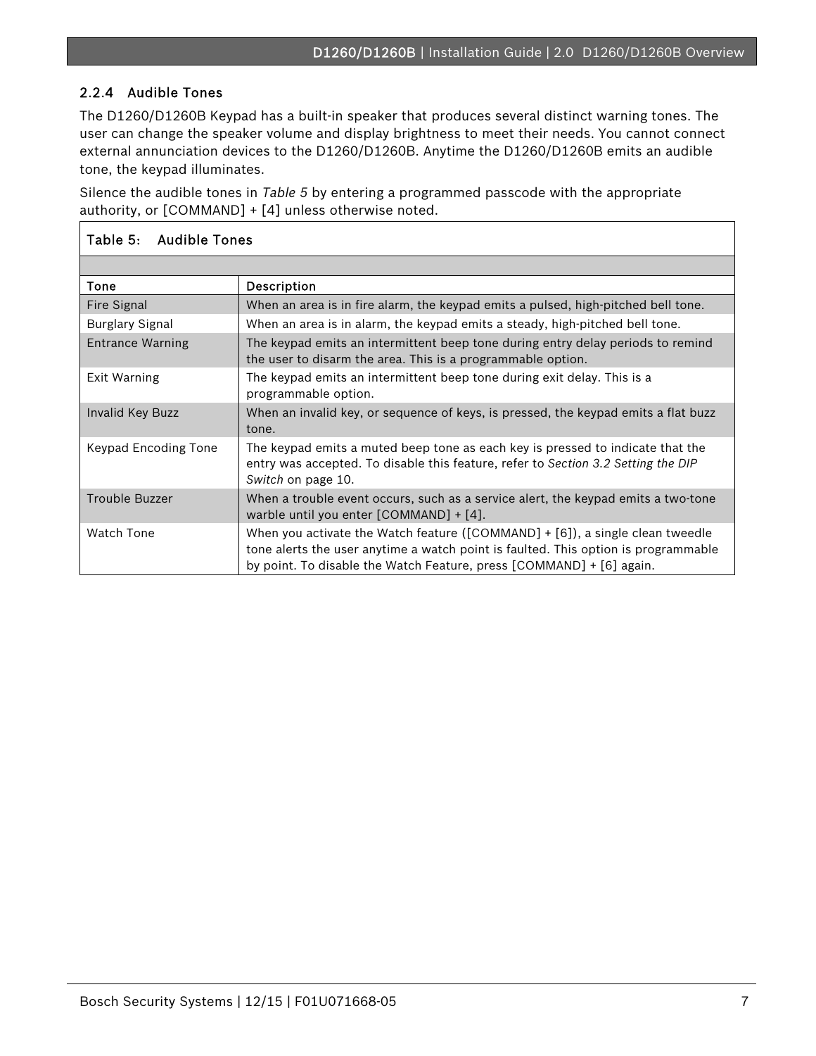### 2.2.4 Audible Tones

The D1260/D1260B Keypad has a built-in speaker that produces several distinct warning tones. The user can change the speaker volume and display brightness to meet their needs. You cannot connect external annunciation devices to the D1260/D1260B. Anytime the D1260/D1260B emits an audible tone, the keypad illuminates.

Silence the audible tones in *Table 5* by entering a programmed passcode with the appropriate authority, or [COMMAND] + [4] unless otherwise noted.

**Table 5: Audible Tones**

| Tone | Description |
|---|---|
| Fire Signal | When an area is in fire alarm, the keypad emits a pulsed, high-pitched bell tone. |
| Burglary Signal | When an area is in alarm, the keypad emits a steady, high-pitched bell tone. |
| Entrance Warning | The keypad emits an intermittent beep tone during entry delay periods to remind the user to disarm the area. This is a programmable option. |
| Exit Warning | The keypad emits an intermittent beep tone during exit delay. This is a programmable option. |
| Invalid Key Buzz | When an invalid key, or sequence of keys, is pressed, the keypad emits a flat buzz tone. |
| Keypad Encoding Tone | The keypad emits a muted beep tone as each key is pressed to indicate that the entry was accepted. To disable this feature, refer to *Section 3.2 Setting the DIP Switch* on page 10. |
| Trouble Buzzer | When a trouble event occurs, such as a service alert, the keypad emits a two-tone warble until you enter [COMMAND] + [4]. |
| Watch Tone | When you activate the Watch feature ([COMMAND] + [6]), a single clean tweedle tone alerts the user anytime a watch point is faulted. This option is programmable by point. To disable the Watch Feature, press [COMMAND] + [6] again. |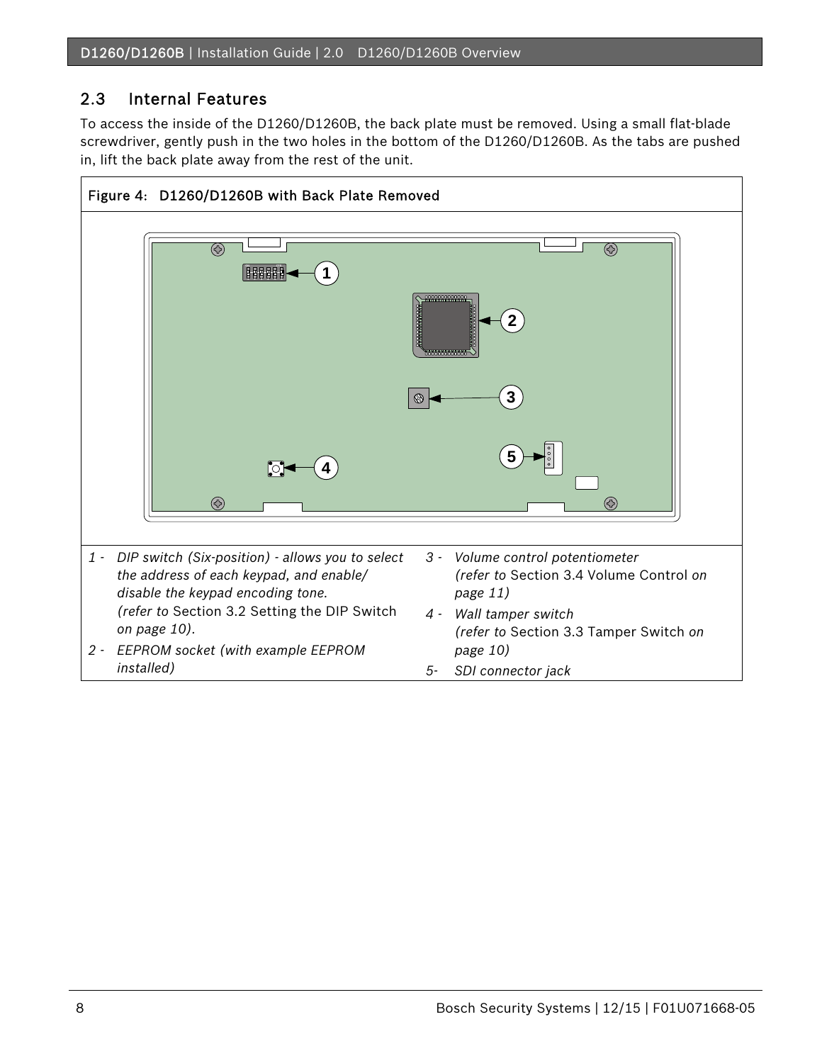## 2.3 Internal Features

To access the inside of the D1260/D1260B, the back plate must be removed. Using a small flat-blade screwdriver, gently push in the two holes in the bottom of the D1260/D1260B. As the tabs are pushed in, lift the back plate away from the rest of the unit.

**Figure 4: D1260/D1260B with Back Plate Removed**

1 - *DIP switch (Six-position) - allows you to select the address of each keypad, and enable/disable the keypad encoding tone. (refer to* Section 3.2 Setting the DIP Switch *on page 10).*

2 - *EEPROM socket (with example EEPROM installed)*

3 - *Volume control potentiometer (refer to* Section 3.4 Volume Control *on page 11)*

4 - *Wall tamper switch (refer to* Section 3.3 Tamper Switch *on page 10)*

5- *SDI connector jack*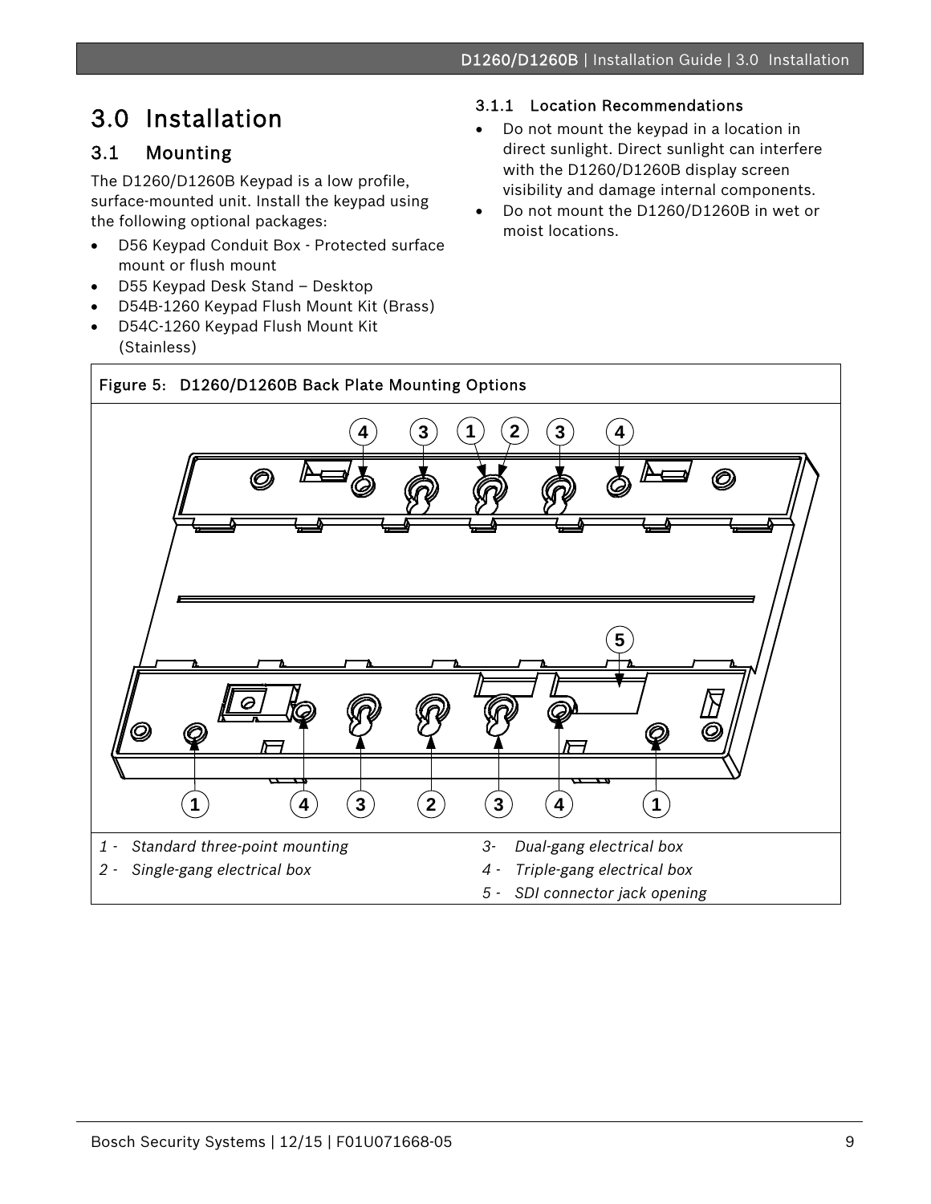# 3.0 Installation

## 3.1 Mounting

The D1260/D1260B Keypad is a low profile, surface-mounted unit. Install the keypad using the following optional packages:

- D56 Keypad Conduit Box - Protected surface mount or flush mount
- D55 Keypad Desk Stand – Desktop
- D54B-1260 Keypad Flush Mount Kit (Brass)
- D54C-1260 Keypad Flush Mount Kit (Stainless)

### 3.1.1 Location Recommendations

- Do not mount the keypad in a location in direct sunlight. Direct sunlight can interfere with the D1260/D1260B display screen visibility and damage internal components.
- Do not mount the D1260/D1260B in wet or moist locations.

**Figure 5: D1260/D1260B Back Plate Mounting Options**

| | |
|---|---|
| *1 - Standard three-point mounting* | *3- Dual-gang electrical box* |
| *2 - Single-gang electrical box* | *4 - Triple-gang electrical box* |
| | *5 - SDI connector jack opening* |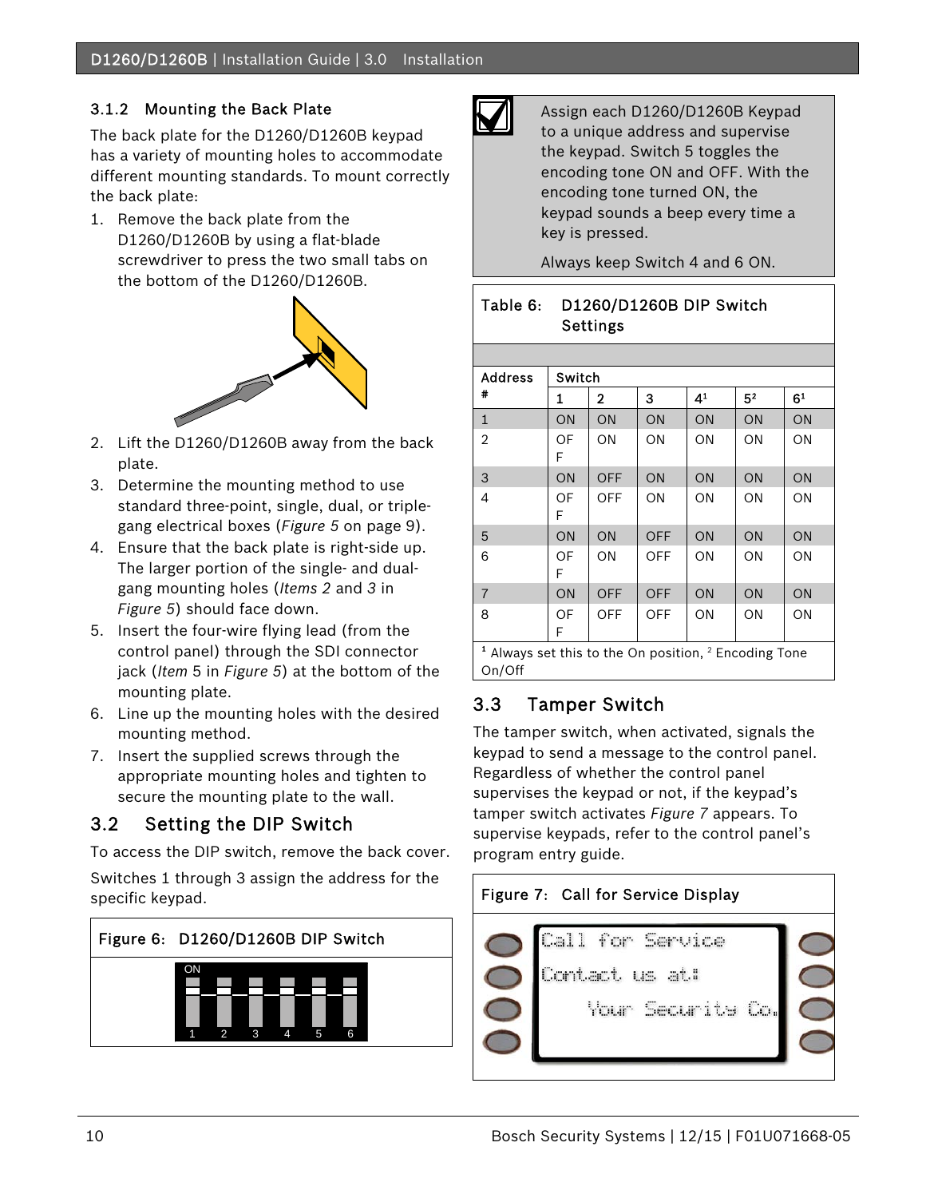### 3.1.2 Mounting the Back Plate

The back plate for the D1260/D1260B keypad has a variety of mounting holes to accommodate different mounting standards. To mount correctly the back plate:

1. Remove the back plate from the D1260/D1260B by using a flat-blade screwdriver to press the two small tabs on the bottom of the D1260/D1260B.
2. Lift the D1260/D1260B away from the back plate.
3. Determine the mounting method to use standard three-point, single, dual, or triple-gang electrical boxes (*Figure 5* on page 9).
4. Ensure that the back plate is right-side up. The larger portion of the single- and dual-gang mounting holes (*Items 2* and *3* in *Figure 5*) should face down.
5. Insert the four-wire flying lead (from the control panel) through the SDI connector jack (*Item* 5 in *Figure 5*) at the bottom of the mounting plate.
6. Line up the mounting holes with the desired mounting method.
7. Insert the supplied screws through the appropriate mounting holes and tighten to secure the mounting plate to the wall.

## 3.2 Setting the DIP Switch

To access the DIP switch, remove the back cover.

Switches 1 through 3 assign the address for the specific keypad.

Figure 6: D1260/D1260B DIP Switch

Assign each D1260/D1260B Keypad to a unique address and supervise the keypad. Switch 5 toggles the encoding tone ON and OFF. With the encoding tone turned ON, the keypad sounds a beep every time a key is pressed.

Always keep Switch 4 and 6 ON.

Table 6: D1260/D1260B DIP Switch Settings

| Address # | Switch | | | | | |
|---|---|---|---|---|---|---|
| | 1 | 2 | 3 | 4[1] | 5[2] | 6[1] |
| 1 | ON | ON | ON | ON | ON | ON |
| 2 | OFF | ON | ON | ON | ON | ON |
| 3 | ON | OFF | ON | ON | ON | ON |
| 4 | OFF | OFF | ON | ON | ON | ON |
| 5 | ON | ON | OFF | ON | ON | ON |
| 6 | OFF | ON | OFF | ON | ON | ON |
| 7 | ON | OFF | OFF | ON | ON | ON |
| 8 | OFF | OFF | OFF | ON | ON | ON |

[1] Always set this to the On position, [2] Encoding Tone On/Off

## 3.3 Tamper Switch

The tamper switch, when activated, signals the keypad to send a message to the control panel. Regardless of whether the control panel supervises the keypad or not, if the keypad's tamper switch activates *Figure 7* appears. To supervise keypads, refer to the control panel's program entry guide.

Figure 7: Call for Service Display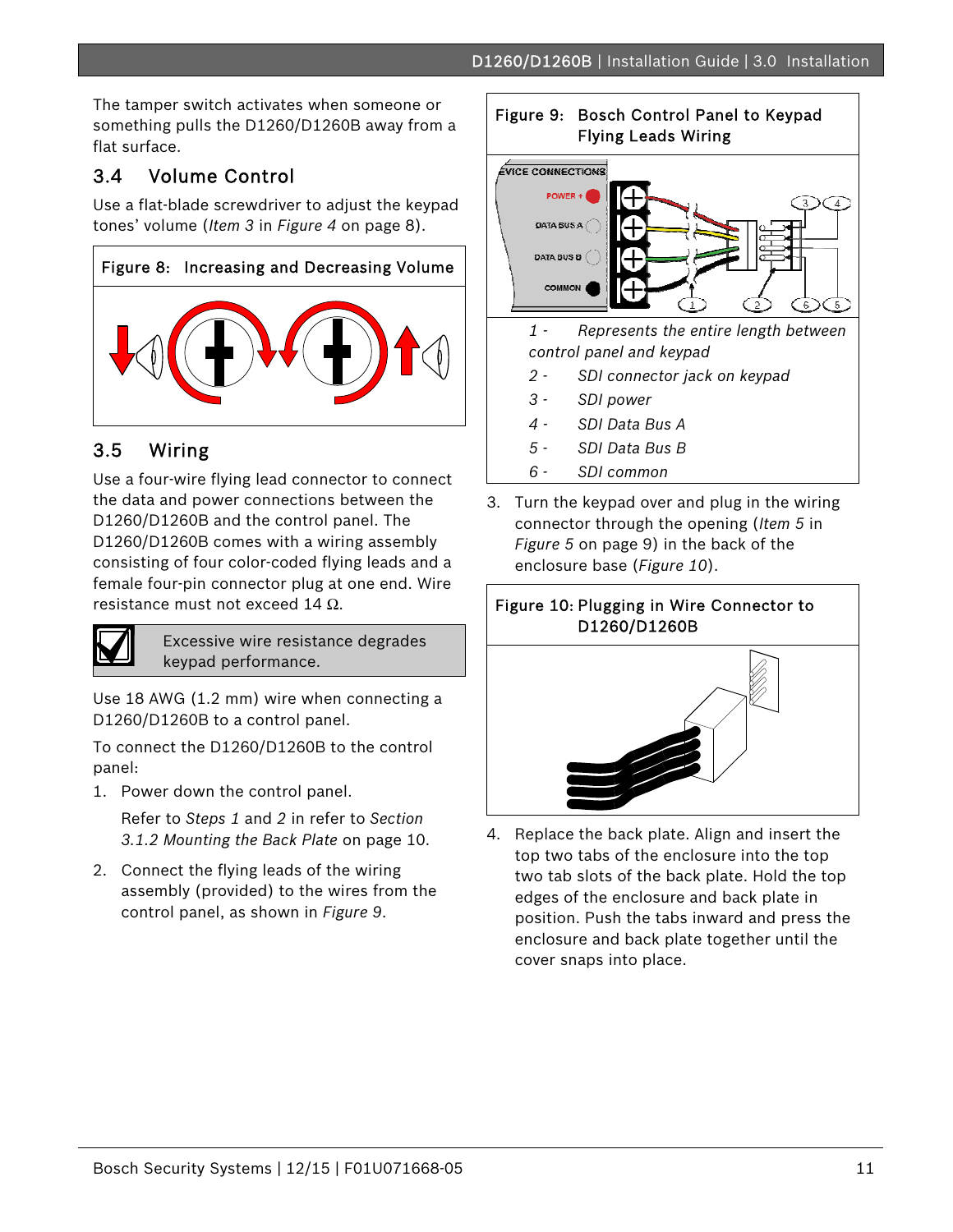The tamper switch activates when someone or something pulls the D1260/D1260B away from a flat surface.

## 3.4 Volume Control

Use a flat-blade screwdriver to adjust the keypad tones' volume (*Item 3* in *Figure 4* on page 8).

Figure 8: Increasing and Decreasing Volume

## 3.5 Wiring

Use a four-wire flying lead connector to connect the data and power connections between the D1260/D1260B and the control panel. The D1260/D1260B comes with a wiring assembly consisting of four color-coded flying leads and a female four-pin connector plug at one end. Wire resistance must not exceed 14 Ω.

> Excessive wire resistance degrades keypad performance.

Use 18 AWG (1.2 mm) wire when connecting a D1260/D1260B to a control panel.

To connect the D1260/D1260B to the control panel:

1. Power down the control panel.

   Refer to *Steps 1* and *2* in refer to *Section 3.1.2 Mounting the Back Plate* on page 10.

2. Connect the flying leads of the wiring assembly (provided) to the wires from the control panel, as shown in *Figure 9*.

Figure 9: Bosch Control Panel to Keypad Flying Leads Wiring

*1 - Represents the entire length between control panel and keypad*

*2 - SDI connector jack on keypad*

*3 - SDI power*

*4 - SDI Data Bus A*

*5 - SDI Data Bus B*

*6 - SDI common*

3. Turn the keypad over and plug in the wiring connector through the opening (*Item 5* in *Figure 5* on page 9) in the back of the enclosure base (*Figure 10*).

Figure 10: Plugging in Wire Connector to D1260/D1260B

4. Replace the back plate. Align and insert the top two tabs of the enclosure into the top two tab slots of the back plate. Hold the top edges of the enclosure and back plate in position. Push the tabs inward and press the enclosure and back plate together until the cover snaps into place.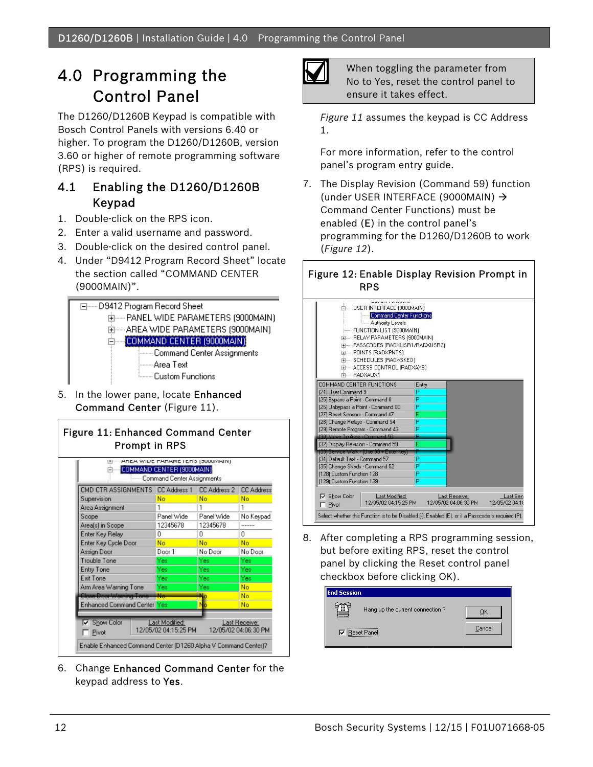# 4.0 Programming the Control Panel

The D1260/D1260B Keypad is compatible with Bosch Control Panels with versions 6.40 or higher. To program the D1260/D1260B, version 3.60 or higher of remote programming software (RPS) is required.

## 4.1 Enabling the D1260/D1260B Keypad

1. Double-click on the RPS icon.
2. Enter a valid username and password.
3. Double-click on the desired control panel.
4. Under "D9412 Program Record Sheet" locate the section called "COMMAND CENTER (9000MAIN)".

```
D9412 Program Record Sheet
  PANEL WIDE PARAMETERS (9000MAIN)
  AREA WIDE PARAMETERS (9000MAIN)
  COMMAND CENTER (9000MAIN)
    Command Center Assignments
    Area Text
    Custom Functions
```

5. In the lower pane, locate **Enhanced Command Center** (Figure 11).

**Figure 11: Enhanced Command Center Prompt in RPS**

| CMD CTR ASSIGNMENTS | CC Address 1 | CC Address 2 | CC Address |
|---|---|---|---|
| Supervision | No | No | No |
| Area Assignment | 1 | 1 | 1 |
| Scope | Panel Wide | Panel Wide | No Keypad |
| Area(s) in Scope | 12345678 | 12345678 | -------- |
| Enter Key Relay | 0 | 0 | 0 |
| Enter Key Cycle Door | No | No | No |
| Assign Door | Door 1 | No Door | No Door |
| Trouble Tone | Yes | Yes | Yes |
| Entry Tone | Yes | Yes | Yes |
| Exit Tone | Yes | Yes | Yes |
| Arm Area Warning Tone | Yes | Yes | No |
| Close Door Warning Tone | No | No | No |
| Enhanced Command Center | Yes | No | No |

Enable Enhanced Command Center (D1260 Alpha V Command Center)?

6. Change **Enhanced Command Center** for the keypad address to **Yes**.

> When toggling the parameter from No to Yes, reset the control panel to ensure it takes effect.

*Figure 11* assumes the keypad is CC Address 1.

For more information, refer to the control panel's program entry guide.

7. The Display Revision (Command 59) function (under USER INTERFACE (9000MAIN) → Command Center Functions) must be enabled (**E**) in the control panel's programming for the D1260/D1260B to work (*Figure 12*).

**Figure 12: Enable Display Revision Prompt in RPS**

| COMMAND CENTER FUNCTIONS | Entry |
|---|---|
| (24) User Command 9 | P |
| (25) Bypass a Point - Command 0 | P |
| (26) Unbypass a Point - Command 00 | P |
| (27) Reset Sensors - Command 47 | E |
| (28) Change Relays - Command 54 | P |
| (29) Remote Program - Command 43 | P |
| (30) Move To Area - Command 50 | P |
| (32) Display Revision - Command 59 | E |
| (33) Service Walk - (Use 55 + Enter key) | P |
| (34) Default Text - Command 57 | P |
| (35) Change Skeds - Command 52 | P |
| (128) Custom Function 128 | P |
| (129) Custom Function 129 | P |

Select whether this Function is to be Disabled (-), Enabled (E), or if a Passcode is required (P).

8. After completing a RPS programming session, but before exiting RPS, reset the control panel by clicking the Reset control panel checkbox before clicking OK).

**End Session** — Hang up the current connection? ☑ Reset Panel — OK / Cancel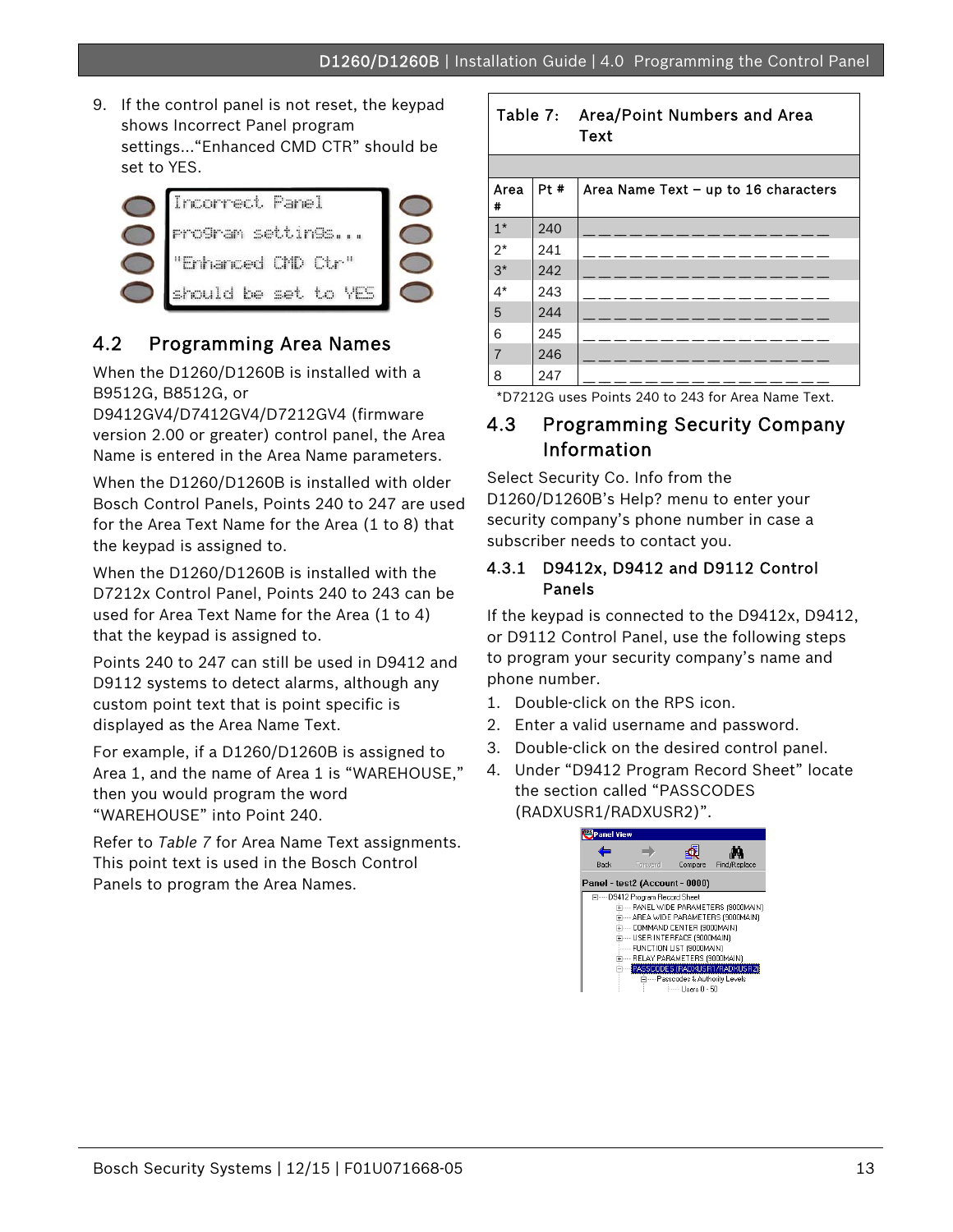9. If the control panel is not reset, the keypad shows Incorrect Panel program settings..."Enhanced CMD CTR" should be set to YES.

## 4.2 Programming Area Names

When the D1260/D1260B is installed with a B9512G, B8512G, or D9412GV4/D7412GV4/D7212GV4 (firmware version 2.00 or greater) control panel, the Area Name is entered in the Area Name parameters.

When the D1260/D1260B is installed with older Bosch Control Panels, Points 240 to 247 are used for the Area Text Name for the Area (1 to 8) that the keypad is assigned to.

When the D1260/D1260B is installed with the D7212x Control Panel, Points 240 to 243 can be used for Area Text Name for the Area (1 to 4) that the keypad is assigned to.

Points 240 to 247 can still be used in D9412 and D9112 systems to detect alarms, although any custom point text that is point specific is displayed as the Area Name Text.

For example, if a D1260/D1260B is assigned to Area 1, and the name of Area 1 is "WAREHOUSE," then you would program the word "WAREHOUSE" into Point 240.

Refer to *Table 7* for Area Name Text assignments. This point text is used in the Bosch Control Panels to program the Area Names.

**Table 7: Area/Point Numbers and Area Text**

| Area # | Pt # | Area Name Text – up to 16 characters |
|---|---|---|
| 1* | 240 | _ _ _ _ _ _ _ _ _ _ _ _ _ _ _ _ |
| 2* | 241 | _ _ _ _ _ _ _ _ _ _ _ _ _ _ _ _ |
| 3* | 242 | _ _ _ _ _ _ _ _ _ _ _ _ _ _ _ _ |
| 4* | 243 | _ _ _ _ _ _ _ _ _ _ _ _ _ _ _ _ |
| 5 | 244 | _ _ _ _ _ _ _ _ _ _ _ _ _ _ _ _ |
| 6 | 245 | _ _ _ _ _ _ _ _ _ _ _ _ _ _ _ _ |
| 7 | 246 | _ _ _ _ _ _ _ _ _ _ _ _ _ _ _ _ |
| 8 | 247 | _ _ _ _ _ _ _ _ _ _ _ _ _ _ _ _ |

*D7212G uses Points 240 to 243 for Area Name Text.

## 4.3 Programming Security Company Information

Select Security Co. Info from the D1260/D1260B's Help? menu to enter your security company's phone number in case a subscriber needs to contact you.

### 4.3.1 D9412x, D9412 and D9112 Control Panels

If the keypad is connected to the D9412x, D9412, or D9112 Control Panel, use the following steps to program your security company's name and phone number.

1. Double-click on the RPS icon.
2. Enter a valid username and password.
3. Double-click on the desired control panel.
4. Under "D9412 Program Record Sheet" locate the section called "PASSCODES (RADXUSR1/RADXUSR2)".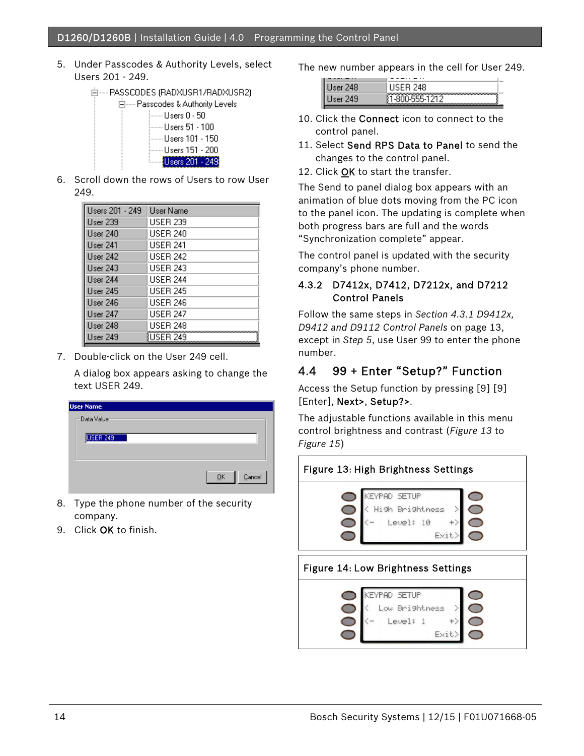5. Under Passcodes & Authority Levels, select Users 201 - 249.

   PASSCODES (RADXUSR1/RADXUSR2)
   - Passcodes & Authority Levels
     - Users 0 - 50
     - Users 51 - 100
     - Users 101 - 150
     - Users 151 - 200
     - Users 201 - 249

6. Scroll down the rows of Users to row User 249.

| Users 201 - 249 | User Name |
|---|---|
| User 239 | USER 239 |
| User 240 | USER 240 |
| User 241 | USER 241 |
| User 242 | USER 242 |
| User 243 | USER 243 |
| User 244 | USER 244 |
| User 245 | USER 245 |
| User 246 | USER 246 |
| User 247 | USER 247 |
| User 248 | USER 248 |
| User 249 | USER 249 |

7. Double-click on the User 249 cell.

   A dialog box appears asking to change the text USER 249.

   User Name
   Data Value
   USER 249
   OK Cancel

8. Type the phone number of the security company.
9. Click OK to finish.

The new number appears in the cell for User 249.

| | |
|---|---|
| User 248 | USER 248 |
| User 249 | 1-800-555-1212 |

10. Click the **Connect** icon to connect to the control panel.
11. Select **Send RPS Data to Panel** to send the changes to the control panel.
12. Click OK to start the transfer.

The Send to panel dialog box appears with an animation of blue dots moving from the PC icon to the panel icon. The updating is complete when both progress bars are full and the words "Synchronization complete" appear.

The control panel is updated with the security company's phone number.

### 4.3.2 D7412x, D7412, D7212x, and D7212 Control Panels

Follow the same steps in *Section 4.3.1 D9412x, D9412 and D9112 Control Panels* on page 13, except in *Step 5*, use User 99 to enter the phone number.

## 4.4 99 + Enter "Setup?" Function

Access the Setup function by pressing [9] [9] [Enter], **Next>**, **Setup?>**.

The adjustable functions available in this menu control brightness and contrast (*Figure 13* to *Figure 15*)

**Figure 13: High Brightness Settings**

```
KEYPAD SETUP
< High Brightness >
<-   Level: 10   +>
               Exit>
```

**Figure 14: Low Brightness Settings**

```
KEYPAD SETUP
<  Low Brightness >
<-   Level: 1    +>
               Exit>
```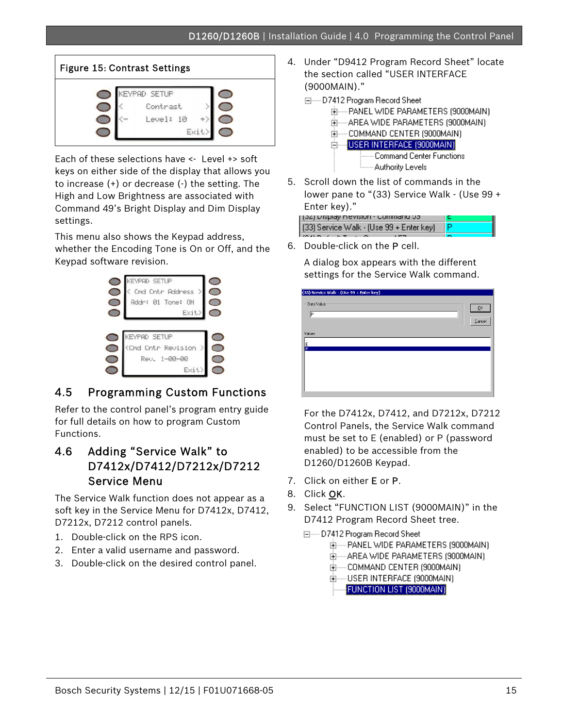Figure 15: Contrast Settings

Each of these selections have <- Level +> soft keys on either side of the display that allows you to increase (+) or decrease (-) the setting. The High and Low Brightness are associated with Command 49's Bright Display and Dim Display settings.

This menu also shows the Keypad address, whether the Encoding Tone is On or Off, and the Keypad software revision.

## 4.5 Programming Custom Functions

Refer to the control panel's program entry guide for full details on how to program Custom Functions.

## 4.6 Adding "Service Walk" to D7412x/D7412/D7212x/D7212 Service Menu

The Service Walk function does not appear as a soft key in the Service Menu for D7412x, D7412, D7212x, D7212 control panels.

1. Double-click on the RPS icon.
2. Enter a valid username and password.
3. Double-click on the desired control panel.
4. Under "D9412 Program Record Sheet" locate the section called "USER INTERFACE (9000MAIN)."
5. Scroll down the list of commands in the lower pane to "(33) Service Walk - (Use 99 + Enter key)."
6. Double-click on the P cell.

   A dialog box appears with the different settings for the Service Walk command.

   For the D7412x, D7412, and D7212x, D7212 Control Panels, the Service Walk command must be set to E (enabled) or P (password enabled) to be accessible from the D1260/D1260B Keypad.
7. Click on either E or P.
8. Click OK.
9. Select "FUNCTION LIST (9000MAIN)" in the D7412 Program Record Sheet tree.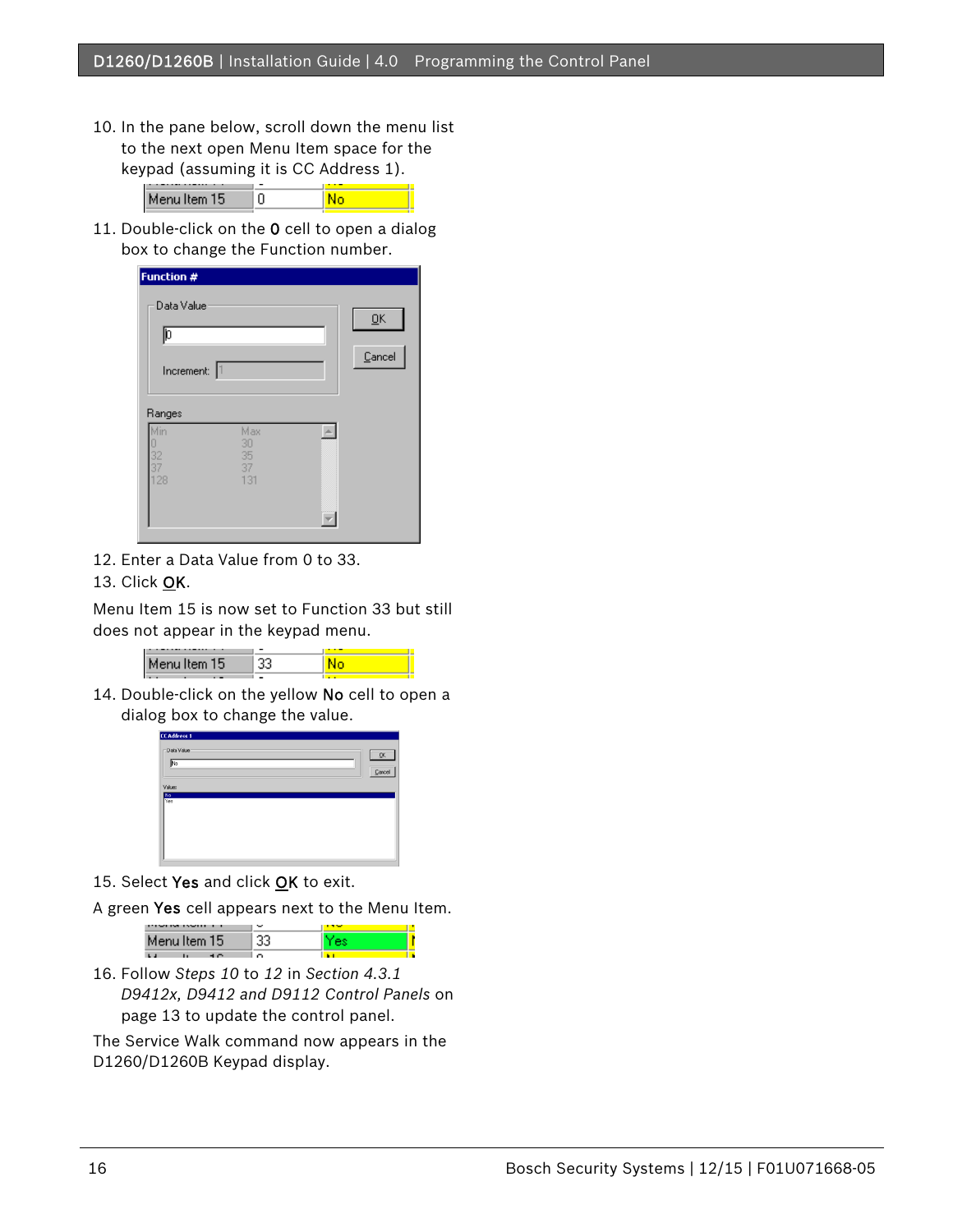10. In the pane below, scroll down the menu list to the next open Menu Item space for the keypad (assuming it is CC Address 1).

| Menu Item 15 | 0 | No |
| --- | --- | --- |

11. Double-click on the **0** cell to open a dialog box to change the Function number.

12. Enter a Data Value from 0 to 33.
13. Click **OK**.

Menu Item 15 is now set to Function 33 but still does not appear in the keypad menu.

| Menu Item 15 | 33 | No |
| --- | --- | --- |

14. Double-click on the yellow **No** cell to open a dialog box to change the value.

15. Select **Yes** and click **OK** to exit.

A green **Yes** cell appears next to the Menu Item.

| Menu Item 15 | 33 | Yes |
| --- | --- | --- |

16. Follow *Steps 10* to *12* in *Section 4.3.1 D9412x, D9412 and D9112 Control Panels* on page 13 to update the control panel.

The Service Walk command now appears in the D1260/D1260B Keypad display.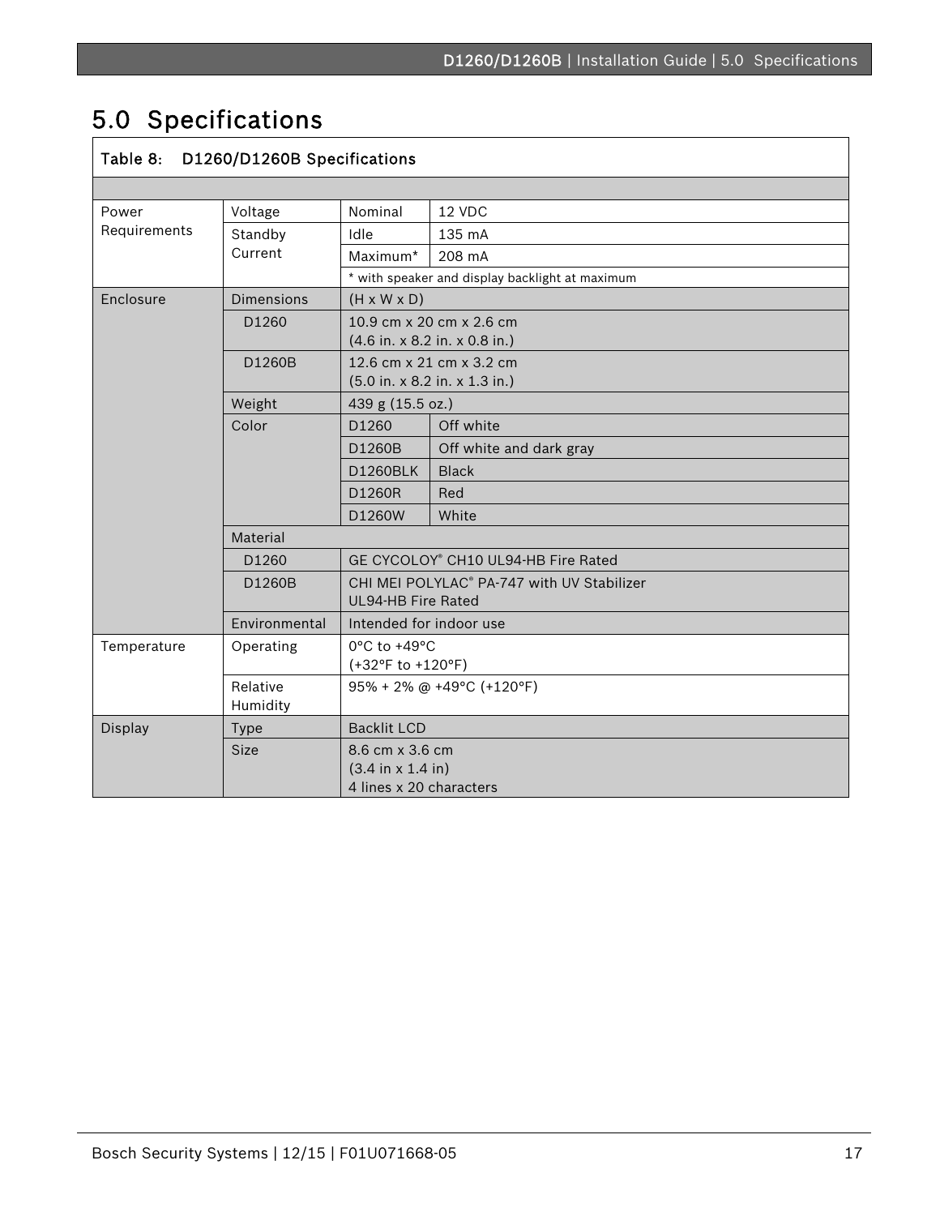# 5.0 Specifications

| Table 8: D1260/D1260B Specifications | | | |
|---|---|---|---|
| Power Requirements | Voltage | Nominal | 12 VDC |
| | Standby Current | Idle | 135 mA |
| | | Maximum* | 208 mA |
| | | * with speaker and display backlight at maximum | |
| Enclosure | Dimensions | (H x W x D) | |
| | D1260 | 10.9 cm x 20 cm x 2.6 cm<br>(4.6 in. x 8.2 in. x 0.8 in.) | |
| | D1260B | 12.6 cm x 21 cm x 3.2 cm<br>(5.0 in. x 8.2 in. x 1.3 in.) | |
| | Weight | 439 g (15.5 oz.) | |
| | Color | D1260 | Off white |
| | | D1260B | Off white and dark gray |
| | | D1260BLK | Black |
| | | D1260R | Red |
| | | D1260W | White |
| | Material | | |
| | D1260 | GE CYCOLOY® CH10 UL94-HB Fire Rated | |
| | D1260B | CHI MEI POLYLAC® PA-747 with UV Stabilizer<br>UL94-HB Fire Rated | |
| | Environmental | Intended for indoor use | |
| Temperature | Operating | 0°C to +49°C<br>(+32°F to +120°F) | |
| | Relative Humidity | 95% + 2% @ +49°C (+120°F) | |
| Display | Type | Backlit LCD | |
| | Size | 8.6 cm x 3.6 cm<br>(3.4 in x 1.4 in)<br>4 lines x 20 characters | |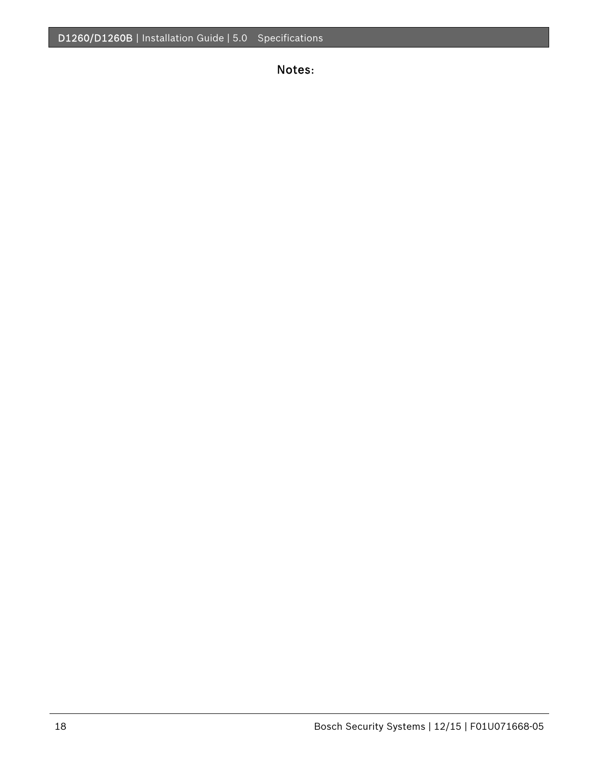Notes: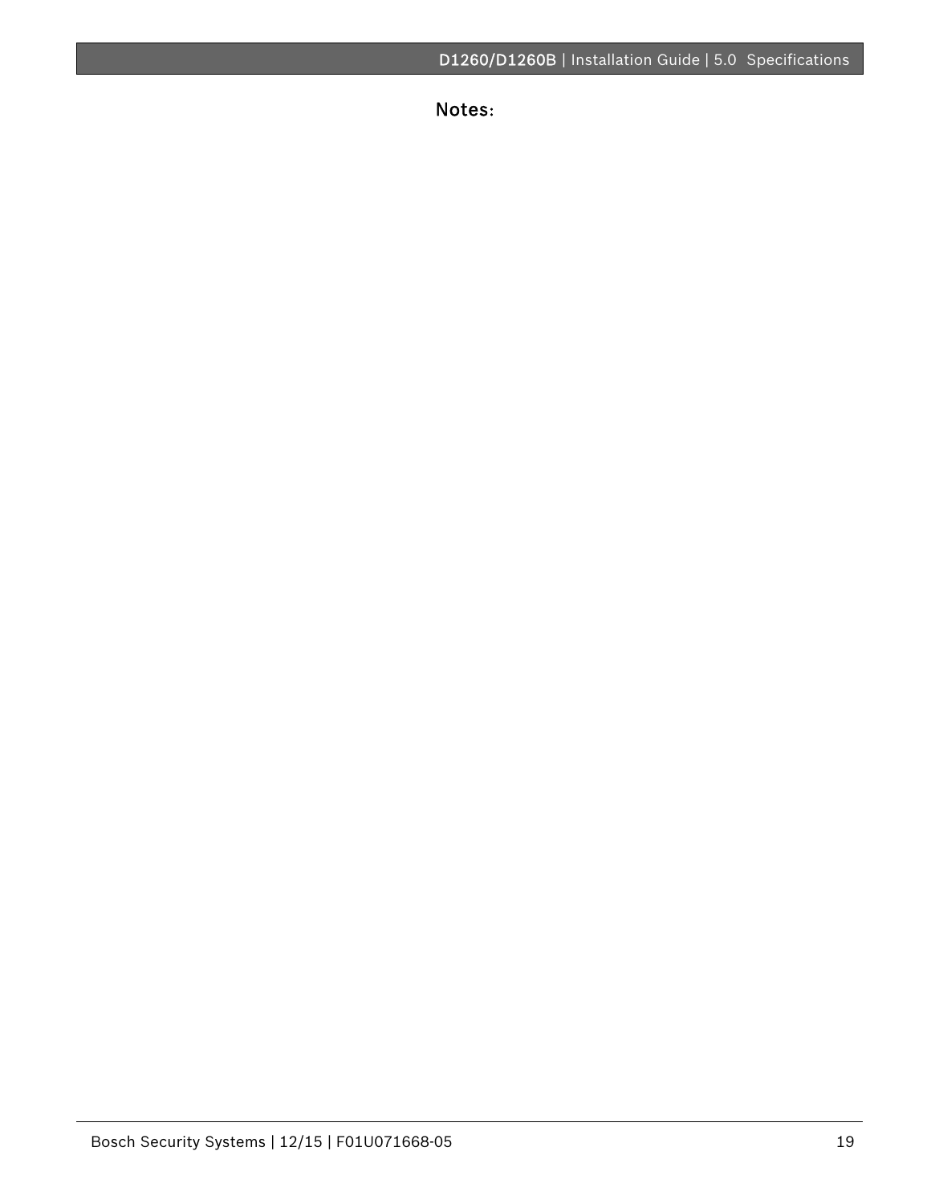Notes: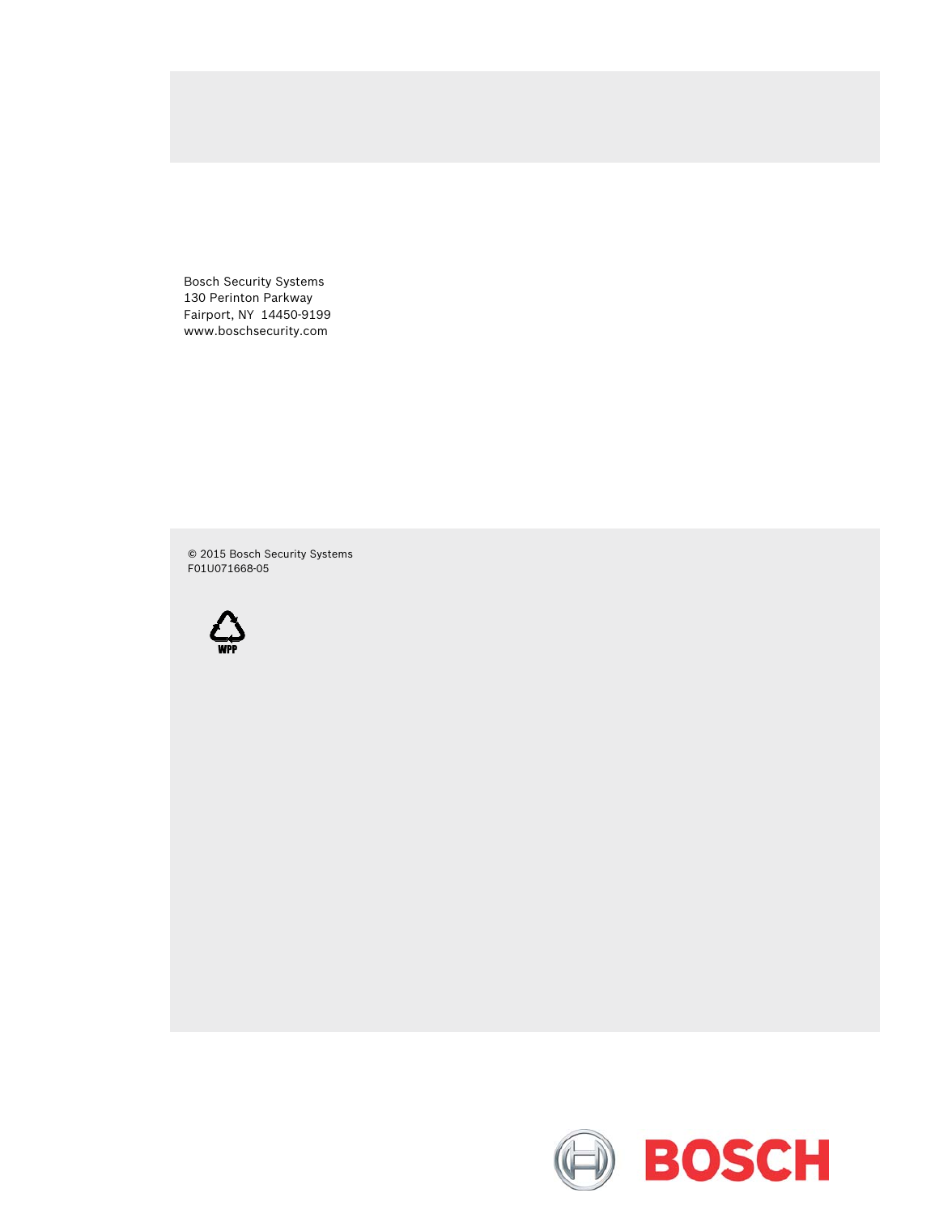Bosch Security Systems
130 Perinton Parkway
Fairport, NY 14450-9199
www.boschsecurity.com

© 2015 Bosch Security Systems
F01U071668-05

WPP

BOSCH